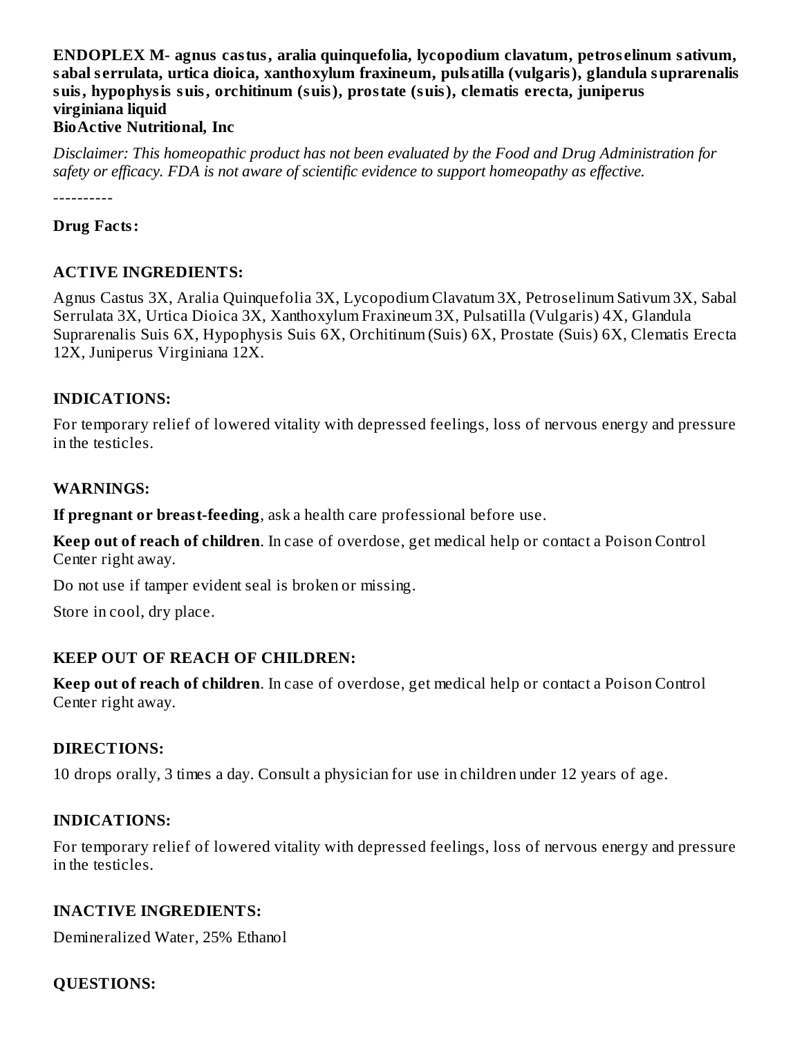**ENDOPLEX M- agnus castus, aralia quinquefolia, lycopodium clavatum, petroselinum sativum, sabal serrulata, urtica dioica, xanthoxylum fraxineum, pulsatilla (vulgaris), glandula suprarenalis suis, hypophysis suis, orchitinum (suis), prostate (suis), clematis erecta, juniperus virginiana liquid**
**BioActive Nutritional, Inc**

*Disclaimer: This homeopathic product has not been evaluated by the Food and Drug Administration for safety or efficacy. FDA is not aware of scientific evidence to support homeopathy as effective.*

----------

**Drug Facts:**

### ACTIVE INGREDIENTS:

Agnus Castus 3X, Aralia Quinquefolia 3X, Lycopodium Clavatum 3X, Petroselinum Sativum 3X, Sabal Serrulata 3X, Urtica Dioica 3X, Xanthoxylum Fraxineum 3X, Pulsatilla (Vulgaris) 4X, Glandula Suprarenalis Suis 6X, Hypophysis Suis 6X, Orchitinum (Suis) 6X, Prostate (Suis) 6X, Clematis Erecta 12X, Juniperus Virginiana 12X.

### INDICATIONS:

For temporary relief of lowered vitality with depressed feelings, loss of nervous energy and pressure in the testicles.

### WARNINGS:

**If pregnant or breast-feeding**, ask a health care professional before use.

**Keep out of reach of children**. In case of overdose, get medical help or contact a Poison Control Center right away.

Do not use if tamper evident seal is broken or missing.

Store in cool, dry place.

### KEEP OUT OF REACH OF CHILDREN:

**Keep out of reach of children**. In case of overdose, get medical help or contact a Poison Control Center right away.

### DIRECTIONS:

10 drops orally, 3 times a day. Consult a physician for use in children under 12 years of age.

### INDICATIONS:

For temporary relief of lowered vitality with depressed feelings, loss of nervous energy and pressure in the testicles.

### INACTIVE INGREDIENTS:

Demineralized Water, 25% Ethanol

### QUESTIONS: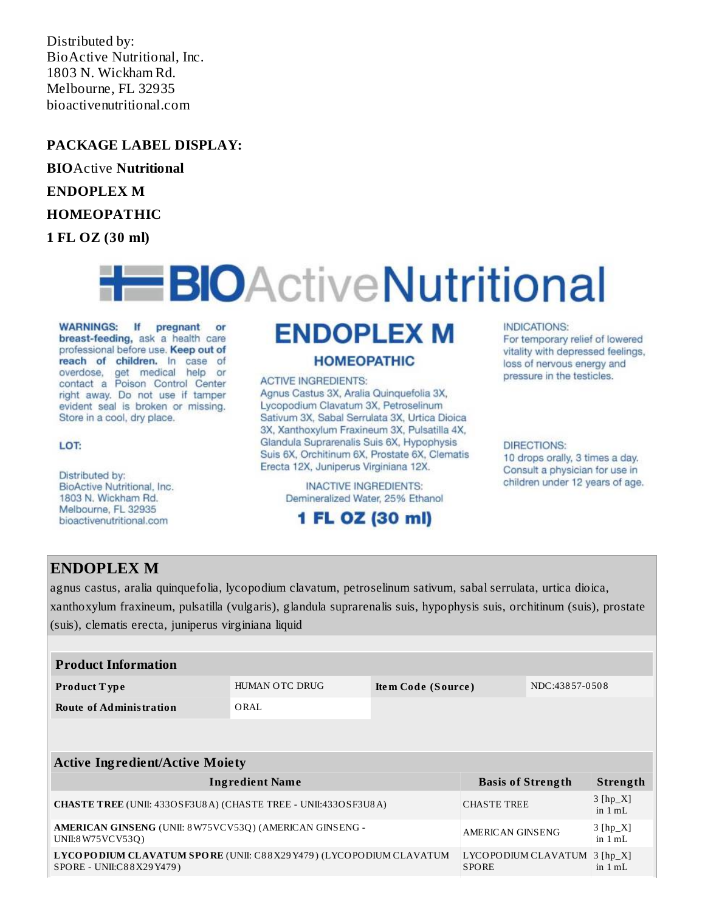Distributed by:
BioActive Nutritional, Inc.
1803 N. Wickham Rd.
Melbourne, FL 32935
bioactivenutritional.com

**PACKAGE LABEL DISPLAY:**

**BIO**Active **Nutritional**

**ENDOPLEX M**

**HOMEOPATHIC**

**1 FL OZ (30 ml)**

BIOActiveNutritional

**WARNINGS: If pregnant or breast-feeding,** ask a health care professional before use. **Keep out of reach of children.** In case of overdose, get medical help or contact a Poison Control Center right away. Do not use if tamper evident seal is broken or missing. Store in a cool, dry place.

LOT:

Distributed by:
BioActive Nutritional, Inc.
1803 N. Wickham Rd.
Melbourne, FL 32935
bioactivenutritional.com

**ENDOPLEX M**

**HOMEOPATHIC**

ACTIVE INGREDIENTS:
Agnus Castus 3X, Aralia Quinquefolia 3X, Lycopodium Clavatum 3X, Petroselinum Sativum 3X, Sabal Serrulata 3X, Urtica Dioica 3X, Xanthoxylum Fraxineum 3X, Pulsatilla 4X, Glandula Suprarenalis Suis 6X, Hypophysis Suis 6X, Orchitinum 6X, Prostate 6X, Clematis Erecta 12X, Juniperus Virginiana 12X.

INACTIVE INGREDIENTS:
Demineralized Water, 25% Ethanol

**1 FL OZ (30 ml)**

INDICATIONS:
For temporary relief of lowered vitality with depressed feelings, loss of nervous energy and pressure in the testicles.

DIRECTIONS:
10 drops orally, 3 times a day. Consult a physician for use in children under 12 years of age.

## ENDOPLEX M

agnus castus, aralia quinquefolia, lycopodium clavatum, petroselinum sativum, sabal serrulata, urtica dioica, xanthoxylum fraxineum, pulsatilla (vulgaris), glandula suprarenalis suis, hypophysis suis, orchitinum (suis), prostate (suis), clematis erecta, juniperus virginiana liquid

| **Product Information** | | | |
|---|---|---|---|
| **Product Type** | HUMAN OTC DRUG | **Item Code (Source)** | NDC:43857-0508 |
| **Route of Administration** | ORAL | | |

| **Active Ingredient/Active Moiety** | | |
|---|---|---|
| **Ingredient Name** | **Basis of Strength** | **Strength** |
| **CHASTE TREE** (UNII: 433OSF3U8A) (CHASTE TREE - UNII:433OSF3U8A) | CHASTE TREE | 3 [hp_X] in 1 mL |
| **AMERICAN GINSENG** (UNII: 8W75VCV53Q) (AMERICAN GINSENG - UNII:8W75VCV53Q) | AMERICAN GINSENG | 3 [hp_X] in 1 mL |
| **LYCOPODIUM CLAVATUM SPORE** (UNII: C88X29Y479) (LYCOPODIUM CLAVATUM SPORE - UNII:C88X29Y479) | LYCOPODIUM CLAVATUM SPORE | 3 [hp_X] in 1 mL |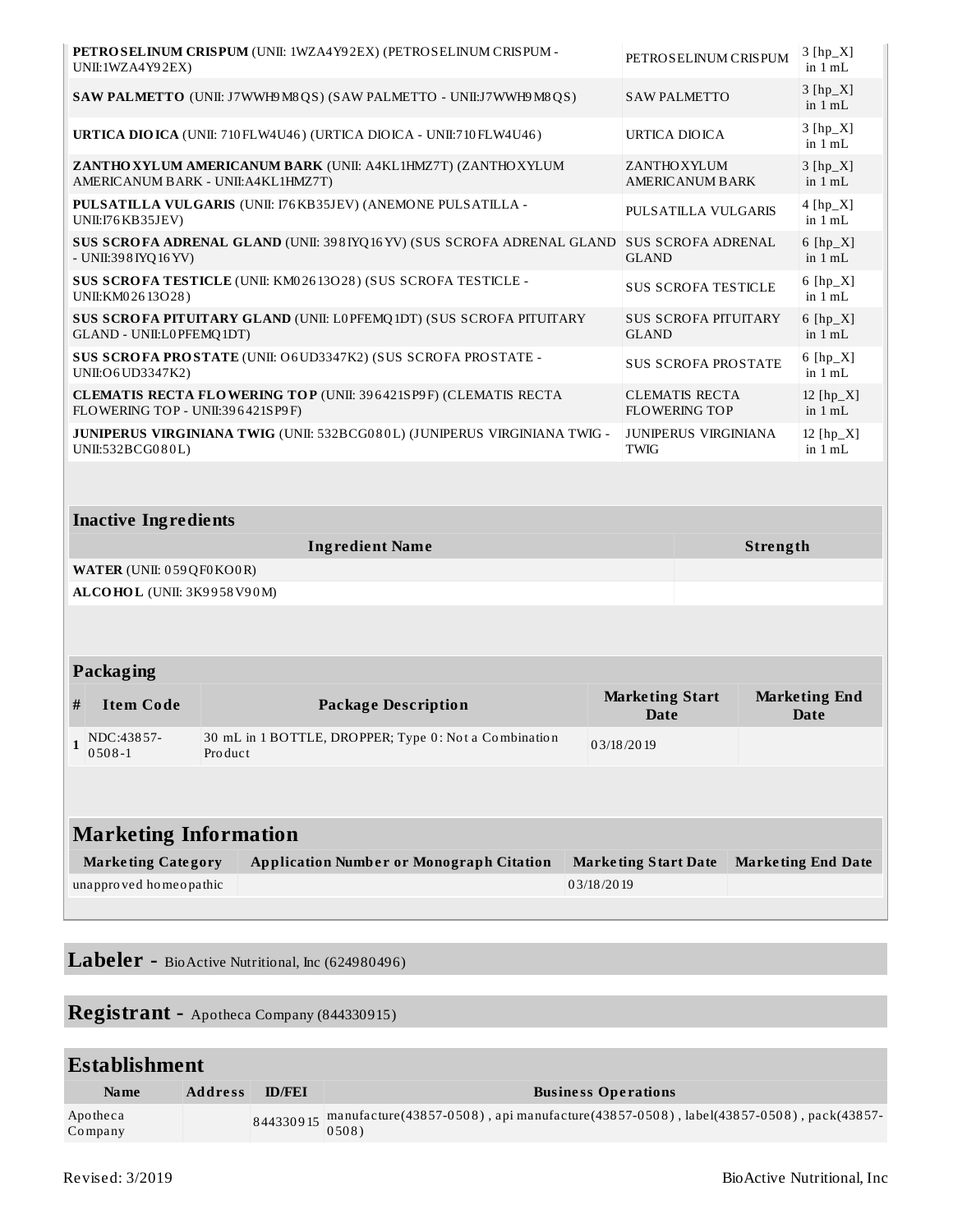| | | |
|---|---|---|
| **PETROSELINUM CRISPUM** (UNII: 1WZA4Y92EX) (PETROSELINUM CRISPUM - UNII:1WZA4Y92EX) | PETROSELINUM CRISPUM | 3 [hp_X] in 1 mL |
| **SAW PALMETTO** (UNII: J7WWH9M8QS) (SAW PALMETTO - UNII:J7WWH9M8QS) | SAW PALMETTO | 3 [hp_X] in 1 mL |
| **URTICA DIOICA** (UNII: 710FLW4U46) (URTICA DIOICA - UNII:710FLW4U46) | URTICA DIOICA | 3 [hp_X] in 1 mL |
| **ZANTHOXYLUM AMERICANUM BARK** (UNII: A4KL1HMZ7T) (ZANTHOXYLUM AMERICANUM BARK - UNII:A4KL1HMZ7T) | ZANTHOXYLUM AMERICANUM BARK | 3 [hp_X] in 1 mL |
| **PULSATILLA VULGARIS** (UNII: I76KB35JEV) (ANEMONE PULSATILLA - UNII:I76KB35JEV) | PULSATILLA VULGARIS | 4 [hp_X] in 1 mL |
| **SUS SCROFA ADRENAL GLAND** (UNII: 398IYQ16YV) (SUS SCROFA ADRENAL GLAND - UNII:398IYQ16YV) | SUS SCROFA ADRENAL GLAND | 6 [hp_X] in 1 mL |
| **SUS SCROFA TESTICLE** (UNII: KM02613O28) (SUS SCROFA TESTICLE - UNII:KM02613O28) | SUS SCROFA TESTICLE | 6 [hp_X] in 1 mL |
| **SUS SCROFA PITUITARY GLAND** (UNII: L0PFEMQ1DT) (SUS SCROFA PITUITARY GLAND - UNII:L0PFEMQ1DT) | SUS SCROFA PITUITARY GLAND | 6 [hp_X] in 1 mL |
| **SUS SCROFA PROSTATE** (UNII: O6UD3347K2) (SUS SCROFA PROSTATE - UNII:O6UD3347K2) | SUS SCROFA PROSTATE | 6 [hp_X] in 1 mL |
| **CLEMATIS RECTA FLOWERING TOP** (UNII: 396421SP9F) (CLEMATIS RECTA FLOWERING TOP - UNII:396421SP9F) | CLEMATIS RECTA FLOWERING TOP | 12 [hp_X] in 1 mL |
| **JUNIPERUS VIRGINIANA TWIG** (UNII: 532BCG080L) (JUNIPERUS VIRGINIANA TWIG - UNII:532BCG080L) | JUNIPERUS VIRGINIANA TWIG | 12 [hp_X] in 1 mL |

**Inactive Ingredients**

| Ingredient Name | Strength |
|---|---|
| **WATER** (UNII: 059QF0KO0R) | |
| **ALCOHOL** (UNII: 3K9958V90M) | |

**Packaging**

| # | Item Code | Package Description | Marketing Start Date | Marketing End Date |
|---|---|---|---|---|
| 1 | NDC:43857-0508-1 | 30 mL in 1 BOTTLE, DROPPER; Type 0: Not a Combination Product | 03/18/2019 | |

## Marketing Information

| Marketing Category | Application Number or Monograph Citation | Marketing Start Date | Marketing End Date |
|---|---|---|---|
| unapproved homeopathic | | 03/18/2019 | |

## Labeler - BioActive Nutritional, Inc (624980496)

## Registrant - Apotheca Company (844330915)

## Establishment

| Name | Address | ID/FEI | Business Operations |
|---|---|---|---|
| Apotheca Company | | 844330915 | manufacture(43857-0508) , api manufacture(43857-0508) , label(43857-0508) , pack(43857-0508) |

Revised: 3/2019

BioActive Nutritional, Inc